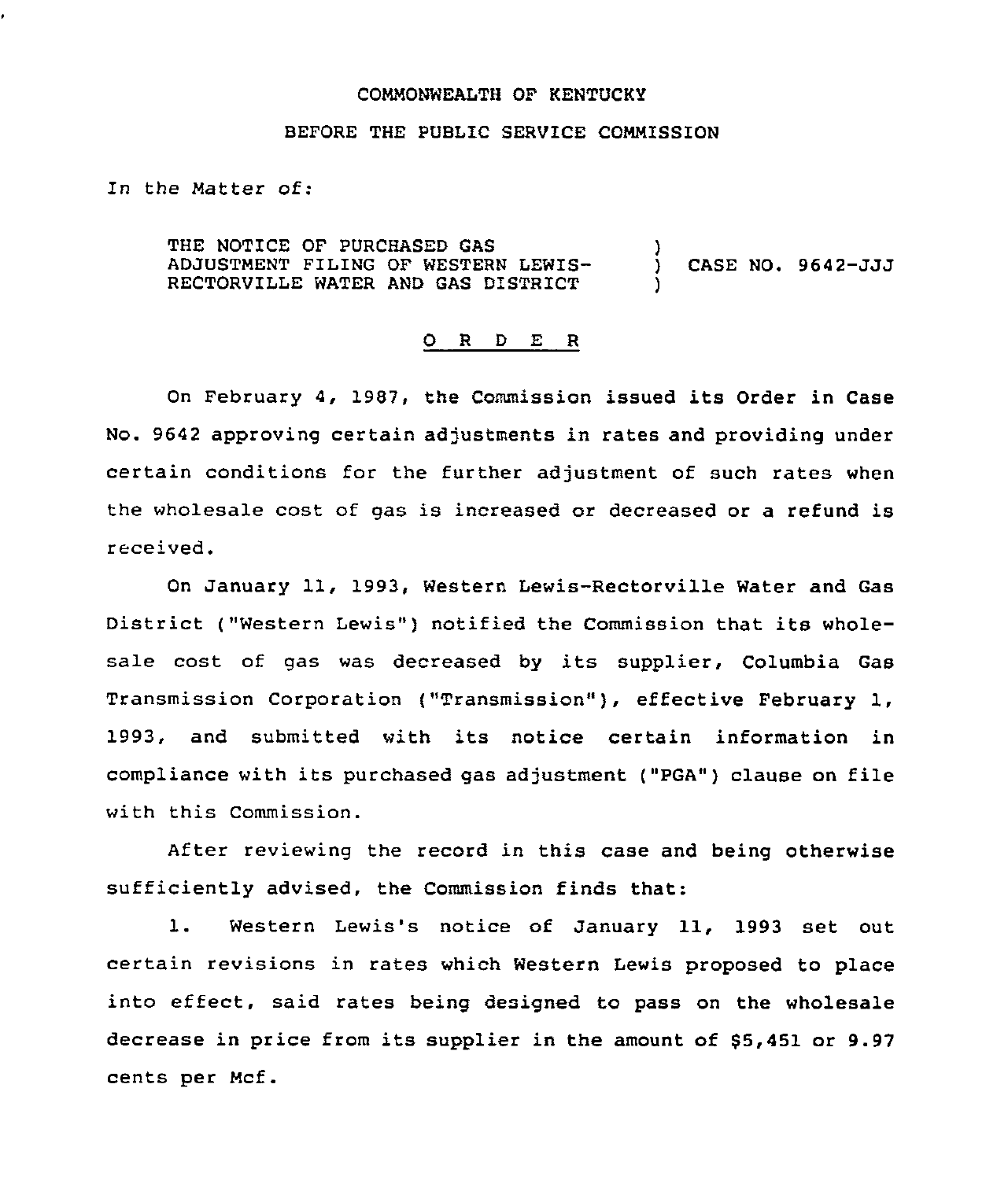COMMONWEALTH OF KENTUCKY

BEFORE THE PUBLIC SERVICE COMMISSION

In the Matter of:

THE NOTICE OF PURCHASED GAS ADJUSTMENT FILING OF WESTERN LEWIS-RECTORVILLE WATER AND GAS DISTRICT ) CASE NO. 9642-JJJ

O R D E R

On February 4, 1987, the Commission issued its Order in Case No. 9642 approving certain adjustments in rates and providing under certain conditions for the further adjustment of such rates when the wholesale cost of gas is increased or decreased or a refund is received.

On January 11, 1993, Western Lewis-Rectorville Water and Gas District ("Western Lewis") notified the Commission that its wholesale cost of gas was decreased by its supplier, Columbia Gas Transmission Corporation ("Transmission"), effective February 1, 1993, and submitted with its notice certain information in compliance with its purchased gas adjustment ("PGA") clause on file with this Commission.

After reviewing the record in this case and being otherwise sufficiently advised, the Commission finds that:

1. Western Lewis's notice of January 11, 1993 set out certain revisions in rates which Western Lewis proposed to place into effect, said rates being designed to pass on the wholesale decrease in price from its supplier in the amount of $5,451 or 9.97 cents per Mcf.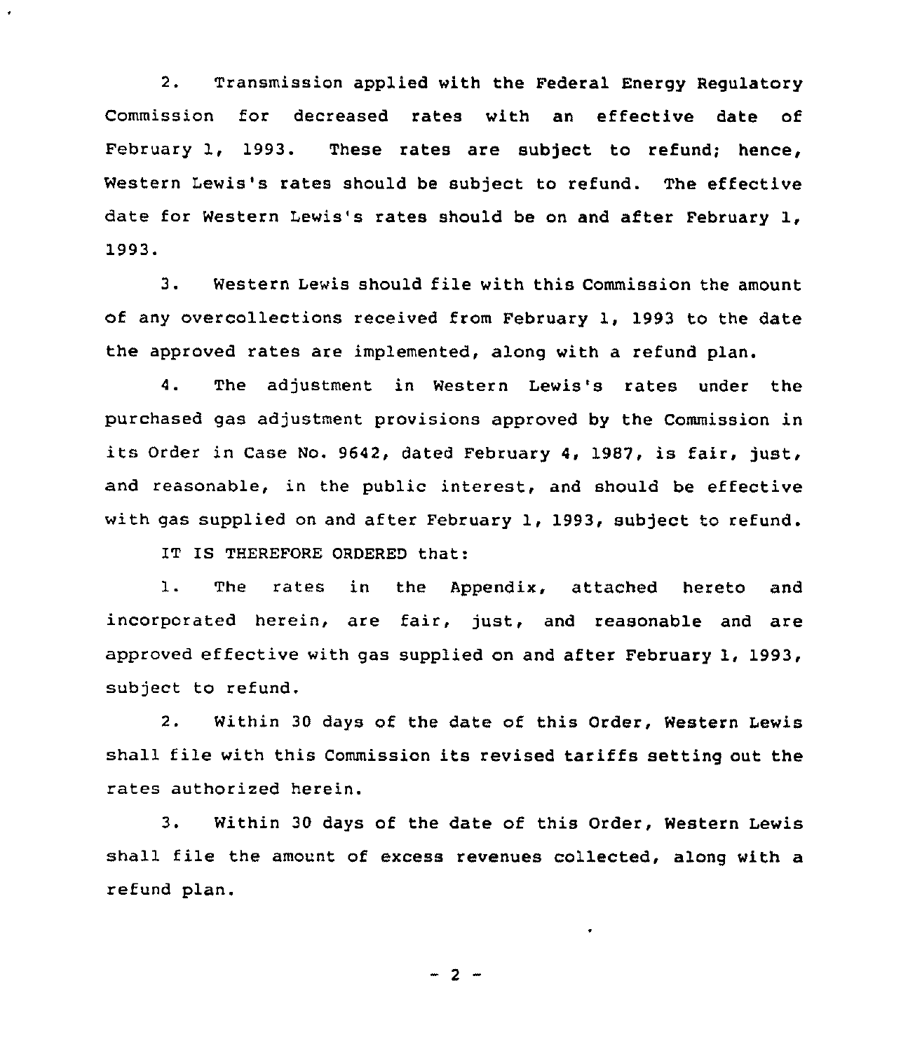2. Transmission applied with the Federal Energy Regulatory Commission for decreased rates with an effective date of February 1, 1993. These rates are subject to refund; hence, Western Lewis's rates should be subject to refund. The effective date for Western Lewis's rates should be on and after February 1, 1993.

3. Western Lewis should file with this Commission the amount of any overcollections received from February 1, 1993 to the date the approved rates are implemented, along with a refund plan.

4. The adjustment in Western Lewis's rates under the purchased gas adjustment provisions approved by the Commission in its Order in Case No. 9642, dated February 4, 1987, is fair, just, and reasonable, in the public interest, and should be effective with gas supplied on and after February 1, 1993, subject to refund.

IT IS THEREFORE ORDERED that:

1. The rates in the Appendix, attached hereto and incorporated herein, are fair, just, and reasonable and are approved effective with gas supplied on and after February 1, 1993, subject to refund.

2. Within 30 days of the date of this Order, Western Lewis shall file with this Commission its revised tariffs setting out the rates authorized herein.

3. Within 30 days of the date of this Order, Western Lewis shall file the amount of excess revenues collected, along with a refund plan.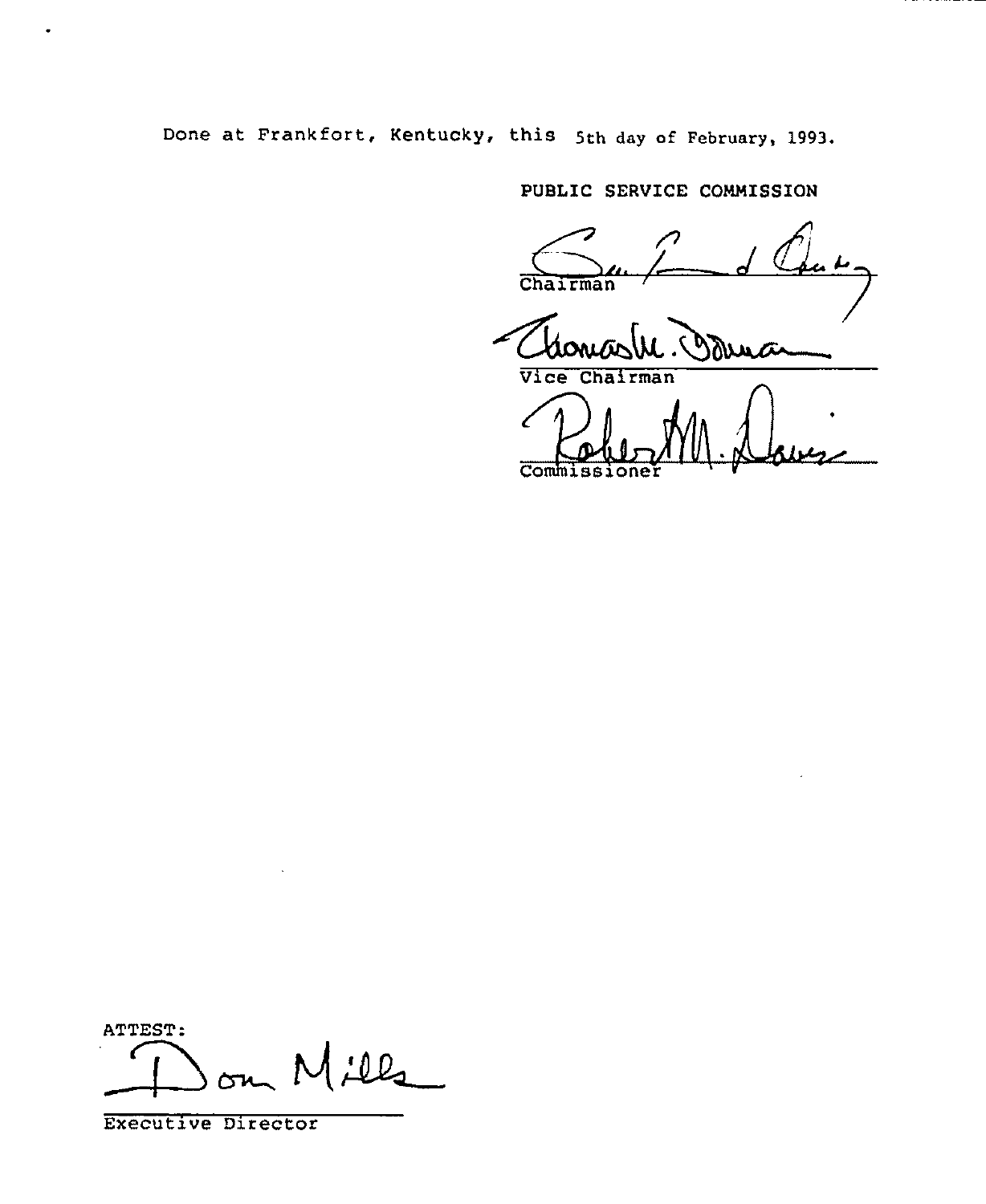Done at Frankfort, Kentucky, this 5th day of February, 1993.

PUBLIC SERVICE COMMISSION

Chairman

Vice Chairman

Commissioner

ATTEST:

Executive Director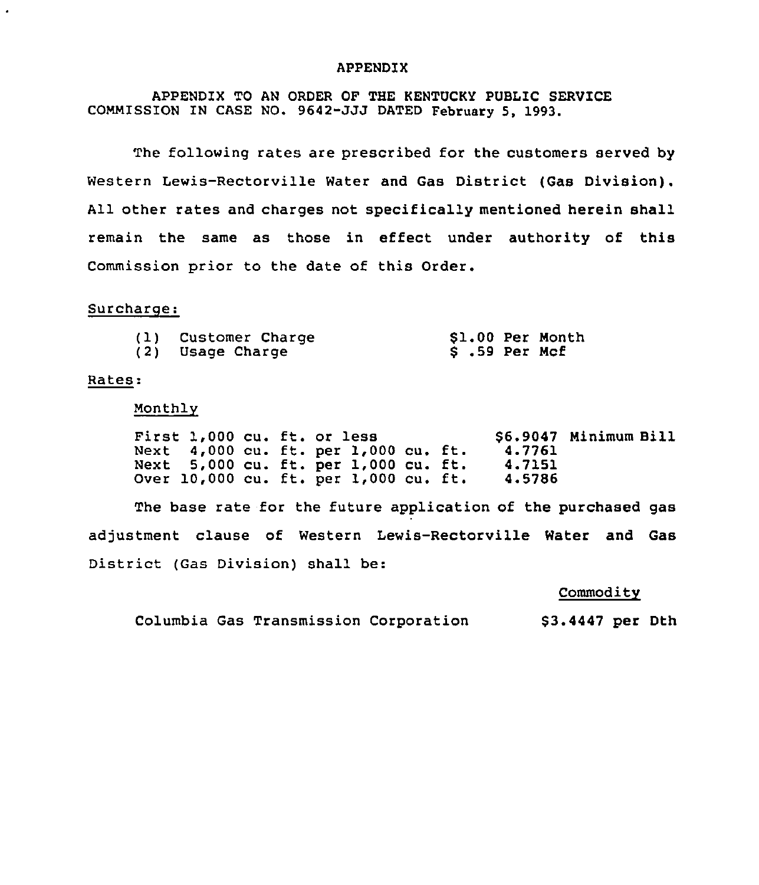# APPENDIX

APPENDIX TO AN ORDER OF THE KENTUCKY PUBLIC SERVICE COMMISSION IN CASE NO. 9642-JJJ DATED February 5, 1993.

The following rates are prescribed for the customers served by Western Lewis-Rectorville Water and Gas District (Gas Division). All other rates and charges not specifically mentioned herein shall remain the same as those in effect under authority of this Commission prior to the date of this Order.

Surcharge:

| | |
|---|---|
| (1) Customer Charge | $1.00 Per Month |
| (2) Usage Charge | $ .59 Per Mcf |

Rates:

Monthly

| | |
|---|---|
| First 1,000 cu. ft. or less | $6.9047 Minimum Bill |
| Next 4,000 cu. ft. per 1,000 cu. ft. | 4.7761 |
| Next 5,000 cu. ft. per 1,000 cu. ft. | 4.7151 |
| Over 10,000 cu. ft. per 1,000 cu. ft. | 4.5786 |

The base rate for the future application of the purchased gas adjustment clause of Western Lewis-Rectorville Water and Gas District (Gas Division) shall be:

| | Commodity |
|---|---|
| Columbia Gas Transmission Corporation | $3.4447 per Dth |